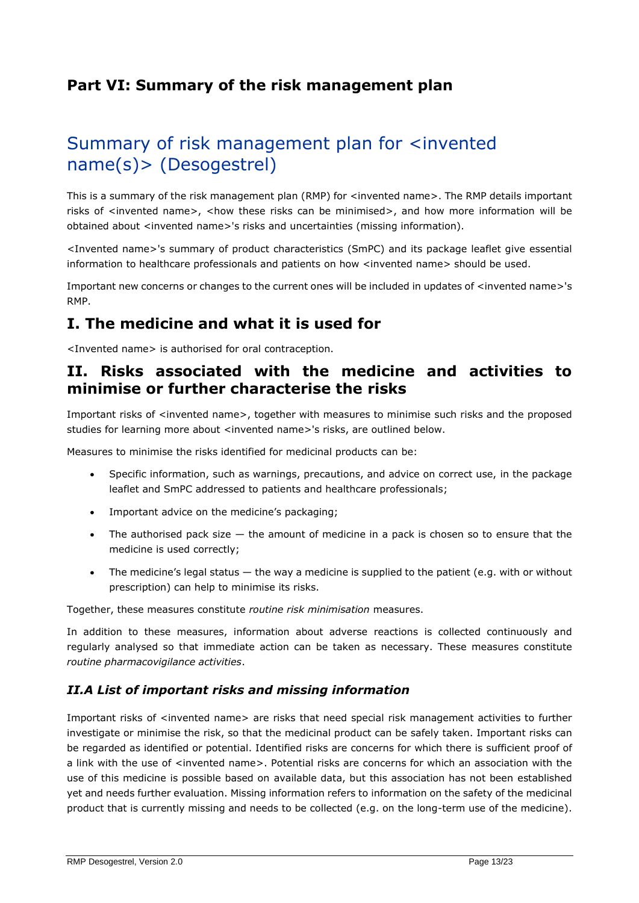# Part VI: Summary of the risk management plan

## Summary of risk management plan for <invented name(s)> (Desogestrel)

This is a summary of the risk management plan (RMP) for <invented name>. The RMP details important risks of <invented name>, <how these risks can be minimised>, and how more information will be obtained about <invented name>'s risks and uncertainties (missing information).

<Invented name>'s summary of product characteristics (SmPC) and its package leaflet give essential information to healthcare professionals and patients on how <invented name> should be used.

Important new concerns or changes to the current ones will be included in updates of <invented name>'s RMP.

## I. The medicine and what it is used for

<Invented name> is authorised for oral contraception.

## II. Risks associated with the medicine and activities to minimise or further characterise the risks

Important risks of <invented name>, together with measures to minimise such risks and the proposed studies for learning more about <invented name>'s risks, are outlined below.

Measures to minimise the risks identified for medicinal products can be:

- Specific information, such as warnings, precautions, and advice on correct use, in the package leaflet and SmPC addressed to patients and healthcare professionals;
- Important advice on the medicine's packaging;
- The authorised pack size — the amount of medicine in a pack is chosen so to ensure that the medicine is used correctly;
- The medicine's legal status — the way a medicine is supplied to the patient (e.g. with or without prescription) can help to minimise its risks.

Together, these measures constitute *routine risk minimisation* measures.

In addition to these measures, information about adverse reactions is collected continuously and regularly analysed so that immediate action can be taken as necessary. These measures constitute *routine pharmacovigilance activities*.

### *II.A List of important risks and missing information*

Important risks of <invented name> are risks that need special risk management activities to further investigate or minimise the risk, so that the medicinal product can be safely taken. Important risks can be regarded as identified or potential. Identified risks are concerns for which there is sufficient proof of a link with the use of <invented name>. Potential risks are concerns for which an association with the use of this medicine is possible based on available data, but this association has not been established yet and needs further evaluation. Missing information refers to information on the safety of the medicinal product that is currently missing and needs to be collected (e.g. on the long-term use of the medicine).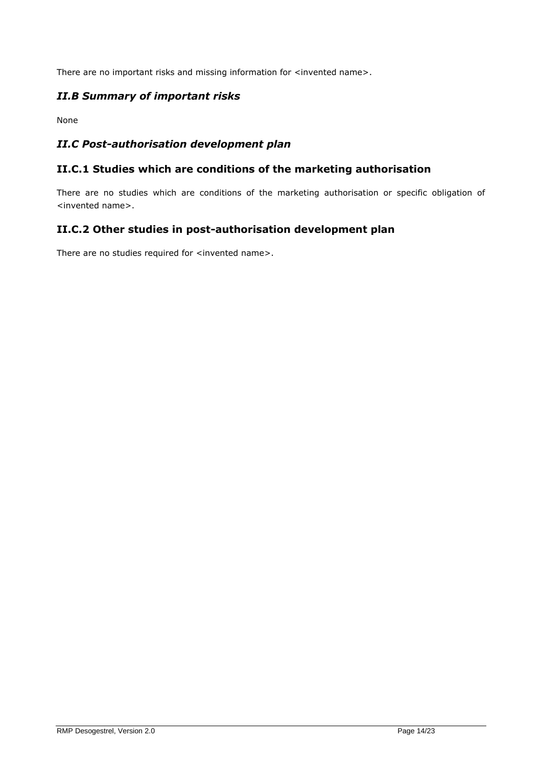There are no important risks and missing information for <invented name>.

## *II.B Summary of important risks*

None

## *II.C Post-authorisation development plan*

### II.C.1 Studies which are conditions of the marketing authorisation

There are no studies which are conditions of the marketing authorisation or specific obligation of <invented name>.

### II.C.2 Other studies in post-authorisation development plan

There are no studies required for <invented name>.